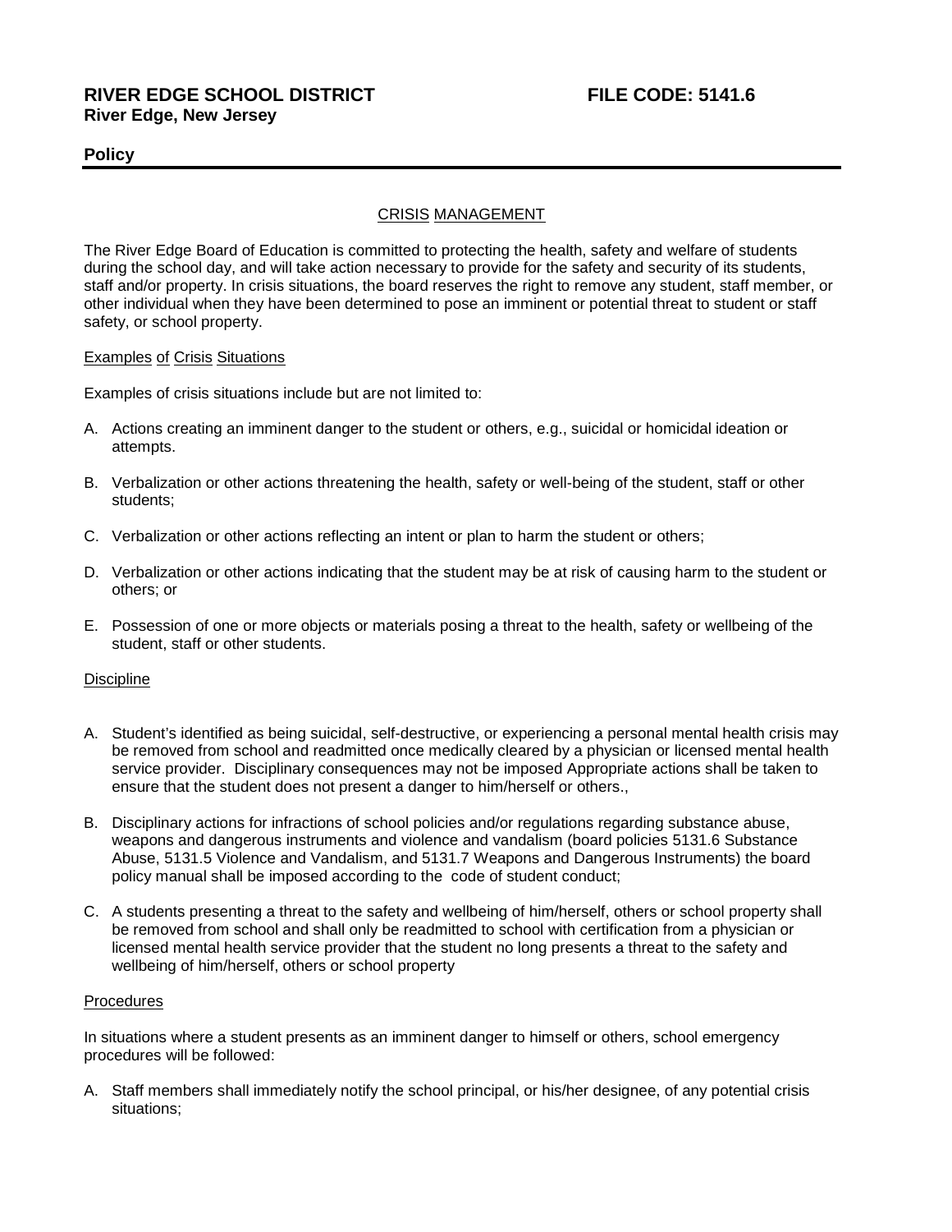**RIVER EDGE SCHOOL DISTRICT** **FILE CODE: 5141.6**
**River Edge, New Jersey**

**Policy**

CRISIS MANAGEMENT

The River Edge Board of Education is committed to protecting the health, safety and welfare of students during the school day, and will take action necessary to provide for the safety and security of its students, staff and/or property. In crisis situations, the board reserves the right to remove any student, staff member, or other individual when they have been determined to pose an imminent or potential threat to student or staff safety, or school property.

Examples of Crisis Situations

Examples of crisis situations include but are not limited to:

A. Actions creating an imminent danger to the student or others, e.g., suicidal or homicidal ideation or attempts.

B. Verbalization or other actions threatening the health, safety or well-being of the student, staff or other students;

C. Verbalization or other actions reflecting an intent or plan to harm the student or others;

D. Verbalization or other actions indicating that the student may be at risk of causing harm to the student or others; or

E. Possession of one or more objects or materials posing a threat to the health, safety or wellbeing of the student, staff or other students.

Discipline

A. Student's identified as being suicidal, self-destructive, or experiencing a personal mental health crisis may be removed from school and readmitted once medically cleared by a physician or licensed mental health service provider. Disciplinary consequences may not be imposed Appropriate actions shall be taken to ensure that the student does not present a danger to him/herself or others.,

B. Disciplinary actions for infractions of school policies and/or regulations regarding substance abuse, weapons and dangerous instruments and violence and vandalism (board policies 5131.6 Substance Abuse, 5131.5 Violence and Vandalism, and 5131.7 Weapons and Dangerous Instruments) the board policy manual shall be imposed according to the code of student conduct;

C. A students presenting a threat to the safety and wellbeing of him/herself, others or school property shall be removed from school and shall only be readmitted to school with certification from a physician or licensed mental health service provider that the student no long presents a threat to the safety and wellbeing of him/herself, others or school property

Procedures

In situations where a student presents as an imminent danger to himself or others, school emergency procedures will be followed:

A. Staff members shall immediately notify the school principal, or his/her designee, of any potential crisis situations;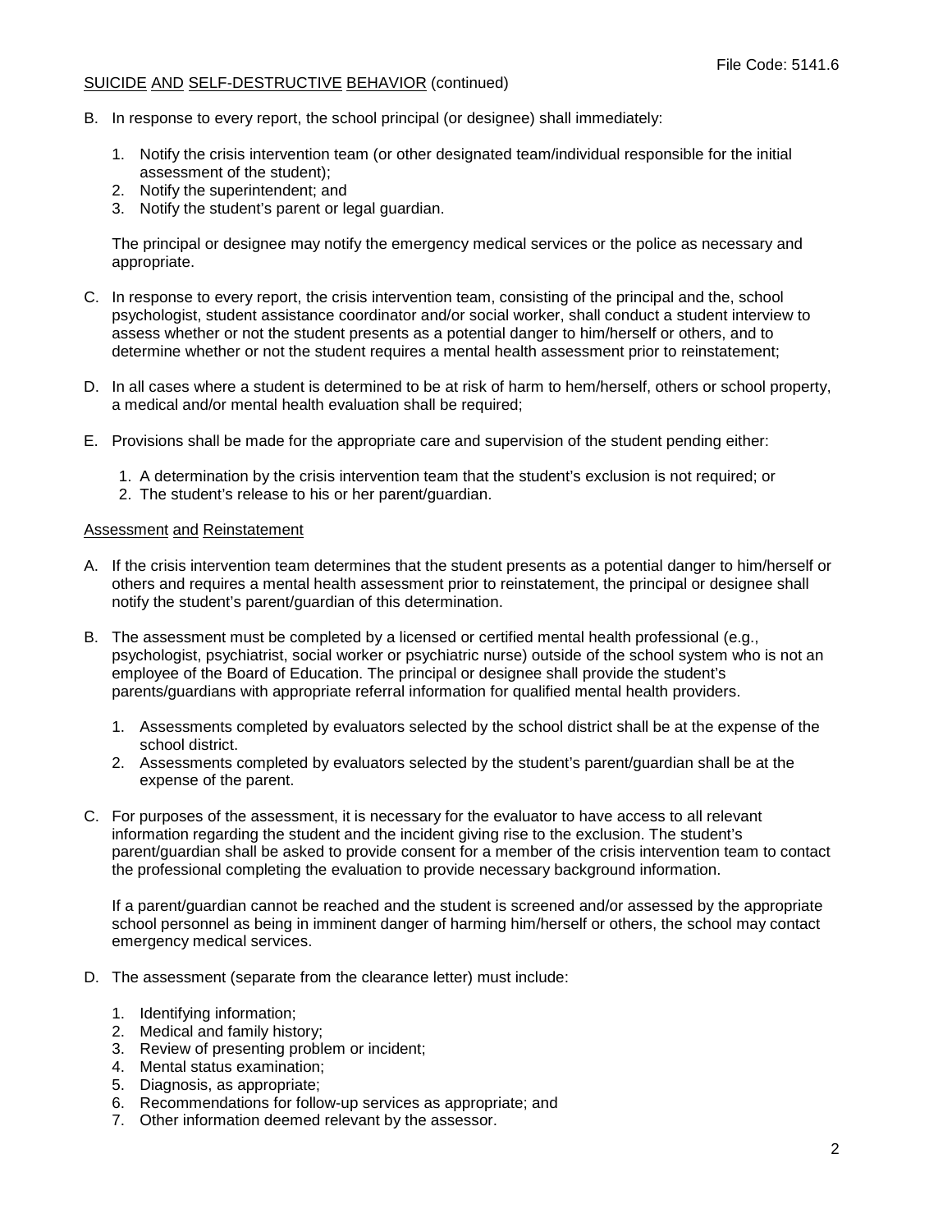SUICIDE AND SELF-DESTRUCTIVE BEHAVIOR (continued)

B. In response to every report, the school principal (or designee) shall immediately:

   1. Notify the crisis intervention team (or other designated team/individual responsible for the initial assessment of the student);
   2. Notify the superintendent; and
   3. Notify the student's parent or legal guardian.

   The principal or designee may notify the emergency medical services or the police as necessary and appropriate.

C. In response to every report, the crisis intervention team, consisting of the principal and the, school psychologist, student assistance coordinator and/or social worker, shall conduct a student interview to assess whether or not the student presents as a potential danger to him/herself or others, and to determine whether or not the student requires a mental health assessment prior to reinstatement;

D. In all cases where a student is determined to be at risk of harm to hem/herself, others or school property, a medical and/or mental health evaluation shall be required;

E. Provisions shall be made for the appropriate care and supervision of the student pending either:

   1. A determination by the crisis intervention team that the student's exclusion is not required; or
   2. The student's release to his or her parent/guardian.

Assessment and Reinstatement

A. If the crisis intervention team determines that the student presents as a potential danger to him/herself or others and requires a mental health assessment prior to reinstatement, the principal or designee shall notify the student's parent/guardian of this determination.

B. The assessment must be completed by a licensed or certified mental health professional (e.g., psychologist, psychiatrist, social worker or psychiatric nurse) outside of the school system who is not an employee of the Board of Education. The principal or designee shall provide the student's parents/guardians with appropriate referral information for qualified mental health providers.

   1. Assessments completed by evaluators selected by the school district shall be at the expense of the school district.
   2. Assessments completed by evaluators selected by the student's parent/guardian shall be at the expense of the parent.

C. For purposes of the assessment, it is necessary for the evaluator to have access to all relevant information regarding the student and the incident giving rise to the exclusion. The student's parent/guardian shall be asked to provide consent for a member of the crisis intervention team to contact the professional completing the evaluation to provide necessary background information.

   If a parent/guardian cannot be reached and the student is screened and/or assessed by the appropriate school personnel as being in imminent danger of harming him/herself or others, the school may contact emergency medical services.

D. The assessment (separate from the clearance letter) must include:

   1. Identifying information;
   2. Medical and family history;
   3. Review of presenting problem or incident;
   4. Mental status examination;
   5. Diagnosis, as appropriate;
   6. Recommendations for follow-up services as appropriate; and
   7. Other information deemed relevant by the assessor.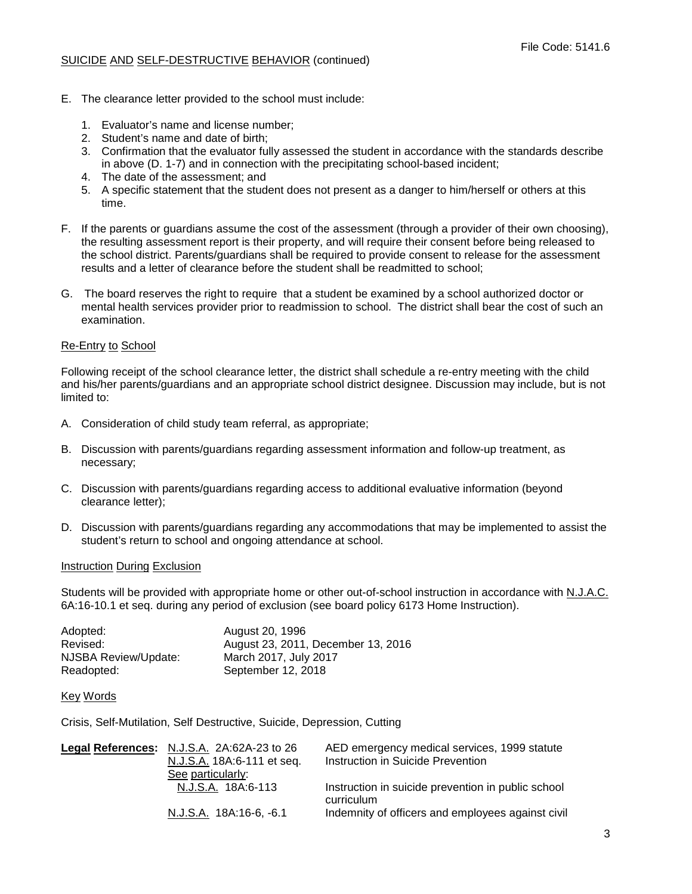E. The clearance letter provided to the school must include:

   1. Evaluator's name and license number;
   2. Student's name and date of birth;
   3. Confirmation that the evaluator fully assessed the student in accordance with the standards describe in above (D. 1-7) and in connection with the precipitating school-based incident;
   4. The date of the assessment; and
   5. A specific statement that the student does not present as a danger to him/herself or others at this time.

F. If the parents or guardians assume the cost of the assessment (through a provider of their own choosing), the resulting assessment report is their property, and will require their consent before being released to the school district. Parents/guardians shall be required to provide consent to release for the assessment results and a letter of clearance before the student shall be readmitted to school;

G. The board reserves the right to require that a student be examined by a school authorized doctor or mental health services provider prior to readmission to school. The district shall bear the cost of such an examination.

## Re-Entry to School

Following receipt of the school clearance letter, the district shall schedule a re-entry meeting with the child and his/her parents/guardians and an appropriate school district designee. Discussion may include, but is not limited to:

A. Consideration of child study team referral, as appropriate;

B. Discussion with parents/guardians regarding assessment information and follow-up treatment, as necessary;

C. Discussion with parents/guardians regarding access to additional evaluative information (beyond clearance letter);

D. Discussion with parents/guardians regarding any accommodations that may be implemented to assist the student's return to school and ongoing attendance at school.

## Instruction During Exclusion

Students will be provided with appropriate home or other out-of-school instruction in accordance with N.J.A.C. 6A:16-10.1 et seq. during any period of exclusion (see board policy 6173 Home Instruction).

| | |
|---|---|
| Adopted: | August 20, 1996 |
| Revised: | August 23, 2011, December 13, 2016 |
| NJSBA Review/Update: | March 2017, July 2017 |
| Readopted: | September 12, 2018 |

## Key Words

Crisis, Self-Mutilation, Self Destructive, Suicide, Depression, Cutting

| **Legal References:** | | |
|---|---|---|
| | N.J.S.A. 2A:62A-23 to 26 | AED emergency medical services, 1999 statute |
| | N.J.S.A. 18A:6-111 et seq. | Instruction in Suicide Prevention |
| | See particularly: | |
| | N.J.S.A. 18A:6-113 | Instruction in suicide prevention in public school curriculum |
| | N.J.S.A. 18A:16-6, -6.1 | Indemnity of officers and employees against civil |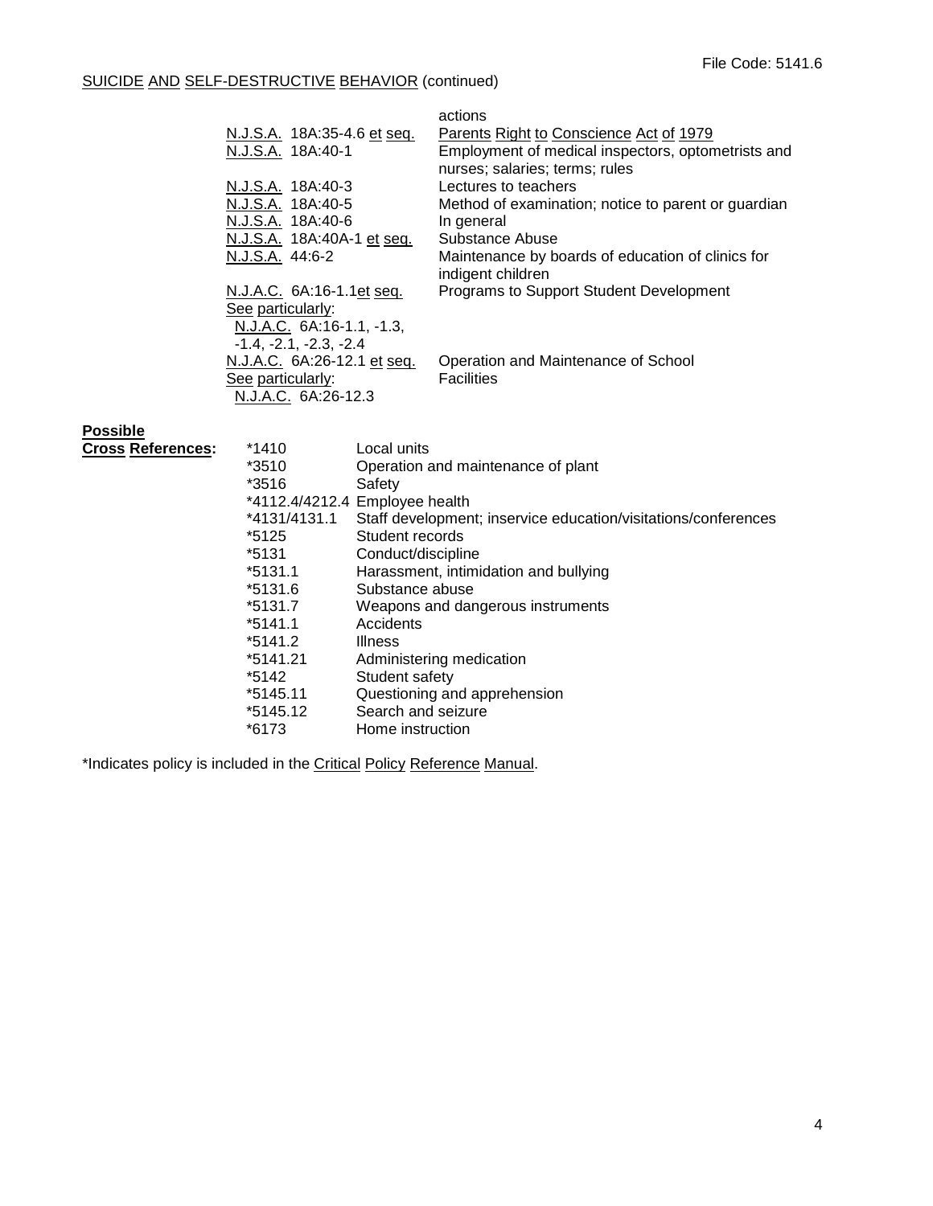SUIDICE AND SELF-DESTRUCTIVE BEHAVIOR (continued)

| | |
|---|---|
| | actions |
| N.J.S.A. 18A:35-4.6 et seq. | Parents Right to Conscience Act of 1979 |
| N.J.S.A. 18A:40-1 | Employment of medical inspectors, optometrists and nurses; salaries; terms; rules |
| N.J.S.A. 18A:40-3 | Lectures to teachers |
| N.J.S.A. 18A:40-5 | Method of examination; notice to parent or guardian |
| N.J.S.A. 18A:40-6 | In general |
| N.J.S.A. 18A:40A-1 et seq. | Substance Abuse |
| N.J.S.A. 44:6-2 | Maintenance by boards of education of clinics for indigent children |
| N.J.A.C. 6A:16-1.1et seq. See particularly: N.J.A.C. 6A:16-1.1, -1.3, -1.4, -2.1, -2.3, -2.4 | Programs to Support Student Development |
| N.J.A.C. 6A:26-12.1 et seq. See particularly: N.J.A.C. 6A:26-12.3 | Operation and Maintenance of School Facilities |

**Possible Cross References:**

| | |
|---|---|
| *1410 | Local units |
| *3510 | Operation and maintenance of plant |
| *3516 | Safety |
| *4112.4/4212.4 | Employee health |
| *4131/4131.1 | Staff development; inservice education/visitations/conferences |
| *5125 | Student records |
| *5131 | Conduct/discipline |
| *5131.1 | Harassment, intimidation and bullying |
| *5131.6 | Substance abuse |
| *5131.7 | Weapons and dangerous instruments |
| *5141.1 | Accidents |
| *5141.2 | Illness |
| *5141.21 | Administering medication |
| *5142 | Student safety |
| *5145.11 | Questioning and apprehension |
| *5145.12 | Search and seizure |
| *6173 | Home instruction |

*Indicates policy is included in the Critical Policy Reference Manual.